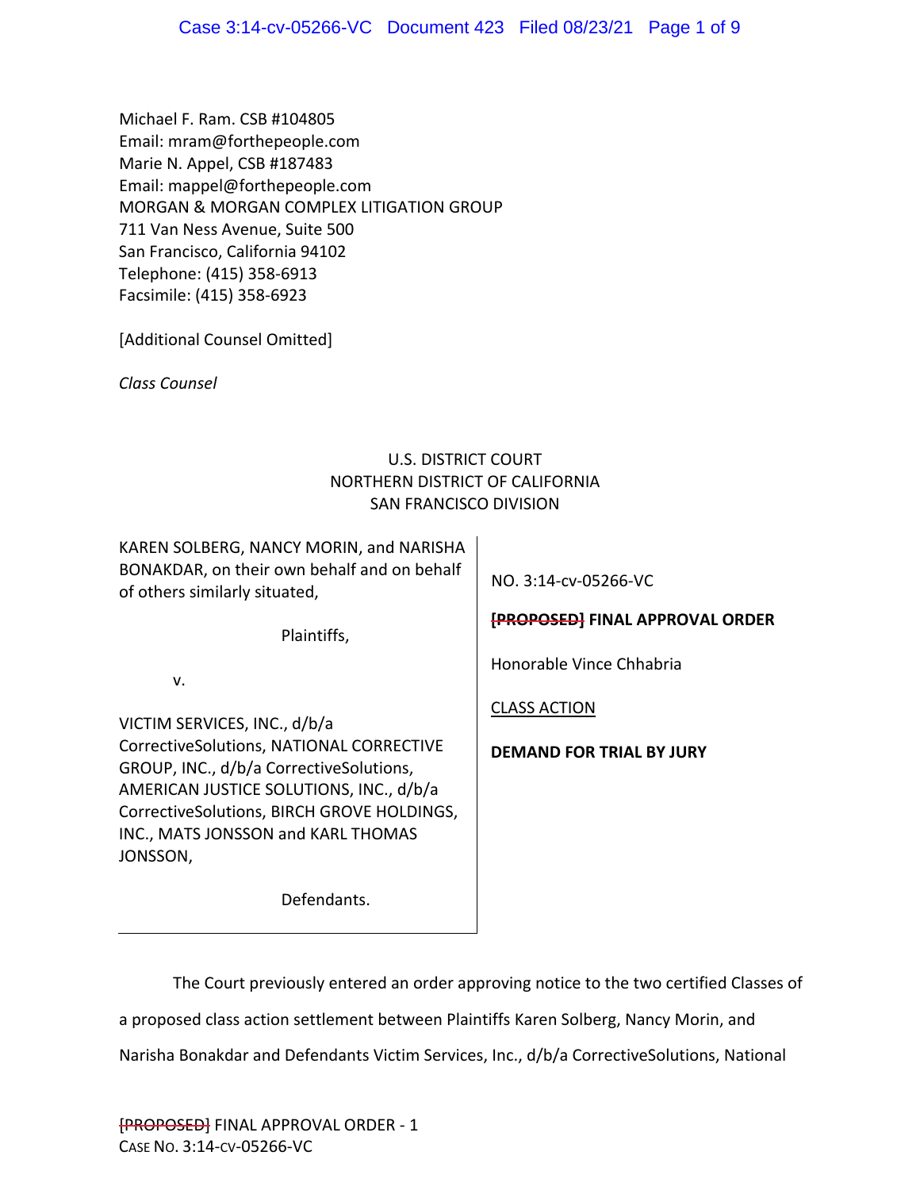Michael F. Ram. CSB #104805
Email: mram@forthepeople.com
Marie N. Appel, CSB #187483
Email: mappel@forthepeople.com
MORGAN & MORGAN COMPLEX LITIGATION GROUP
711 Van Ness Avenue, Suite 500
San Francisco, California 94102
Telephone: (415) 358-6913
Facsimile: (415) 358-6923

[Additional Counsel Omitted]

*Class Counsel*

U.S. DISTRICT COURT
NORTHERN DISTRICT OF CALIFORNIA
SAN FRANCISCO DIVISION

KAREN SOLBERG, NANCY MORIN, and NARISHA BONAKDAR, on their own behalf and on behalf of others similarly situated,

Plaintiffs,

v.

VICTIM SERVICES, INC., d/b/a CorrectiveSolutions, NATIONAL CORRECTIVE GROUP, INC., d/b/a CorrectiveSolutions, AMERICAN JUSTICE SOLUTIONS, INC., d/b/a CorrectiveSolutions, BIRCH GROVE HOLDINGS, INC., MATS JONSSON and KARL THOMAS JONSSON,

Defendants.

NO. 3:14-cv-05266-VC

~~[PROPOSED]~~ **FINAL APPROVAL ORDER**

Honorable Vince Chhabria

CLASS ACTION

**DEMAND FOR TRIAL BY JURY**

The Court previously entered an order approving notice to the two certified Classes of a proposed class action settlement between Plaintiffs Karen Solberg, Nancy Morin, and Narisha Bonakdar and Defendants Victim Services, Inc., d/b/a CorrectiveSolutions, National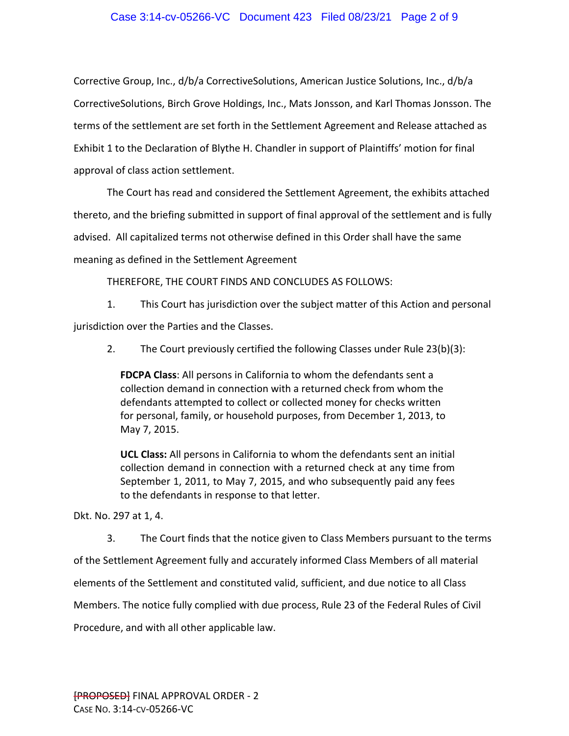Corrective Group, Inc., d/b/a CorrectiveSolutions, American Justice Solutions, Inc., d/b/a CorrectiveSolutions, Birch Grove Holdings, Inc., Mats Jonsson, and Karl Thomas Jonsson. The terms of the settlement are set forth in the Settlement Agreement and Release attached as Exhibit 1 to the Declaration of Blythe H. Chandler in support of Plaintiffs' motion for final approval of class action settlement.

The Court has read and considered the Settlement Agreement, the exhibits attached thereto, and the briefing submitted in support of final approval of the settlement and is fully advised. All capitalized terms not otherwise defined in this Order shall have the same meaning as defined in the Settlement Agreement

THEREFORE, THE COURT FINDS AND CONCLUDES AS FOLLOWS:

1. This Court has jurisdiction over the subject matter of this Action and personal jurisdiction over the Parties and the Classes.

2. The Court previously certified the following Classes under Rule 23(b)(3):

> **FDCPA Class**: All persons in California to whom the defendants sent a collection demand in connection with a returned check from whom the defendants attempted to collect or collected money for checks written for personal, family, or household purposes, from December 1, 2013, to May 7, 2015.
>
> **UCL Class:** All persons in California to whom the defendants sent an initial collection demand in connection with a returned check at any time from September 1, 2011, to May 7, 2015, and who subsequently paid any fees to the defendants in response to that letter.

Dkt. No. 297 at 1, 4.

3. The Court finds that the notice given to Class Members pursuant to the terms of the Settlement Agreement fully and accurately informed Class Members of all material elements of the Settlement and constituted valid, sufficient, and due notice to all Class Members. The notice fully complied with due process, Rule 23 of the Federal Rules of Civil Procedure, and with all other applicable law.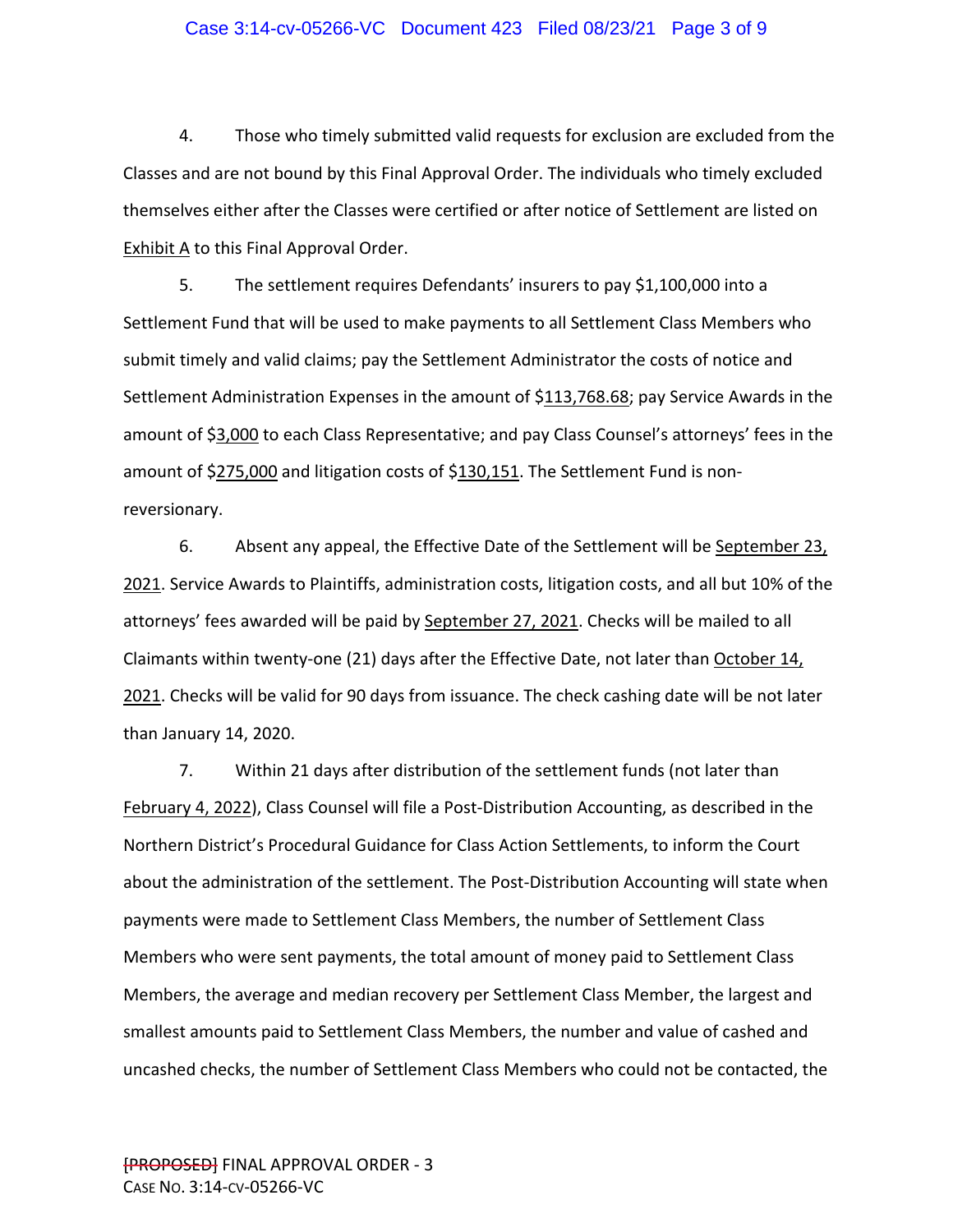4. Those who timely submitted valid requests for exclusion are excluded from the Classes and are not bound by this Final Approval Order. The individuals who timely excluded themselves either after the Classes were certified or after notice of Settlement are listed on Exhibit A to this Final Approval Order.

5. The settlement requires Defendants' insurers to pay $1,100,000 into a Settlement Fund that will be used to make payments to all Settlement Class Members who submit timely and valid claims; pay the Settlement Administrator the costs of notice and Settlement Administration Expenses in the amount of $113,768.68; pay Service Awards in the amount of $3,000 to each Class Representative; and pay Class Counsel's attorneys' fees in the amount of $275,000 and litigation costs of $130,151. The Settlement Fund is non-reversionary.

6. Absent any appeal, the Effective Date of the Settlement will be September 23, 2021. Service Awards to Plaintiffs, administration costs, litigation costs, and all but 10% of the attorneys' fees awarded will be paid by September 27, 2021. Checks will be mailed to all Claimants within twenty-one (21) days after the Effective Date, not later than October 14, 2021. Checks will be valid for 90 days from issuance. The check cashing date will be not later than January 14, 2020.

7. Within 21 days after distribution of the settlement funds (not later than February 4, 2022), Class Counsel will file a Post-Distribution Accounting, as described in the Northern District's Procedural Guidance for Class Action Settlements, to inform the Court about the administration of the settlement. The Post-Distribution Accounting will state when payments were made to Settlement Class Members, the number of Settlement Class Members who were sent payments, the total amount of money paid to Settlement Class Members, the average and median recovery per Settlement Class Member, the largest and smallest amounts paid to Settlement Class Members, the number and value of cashed and uncashed checks, the number of Settlement Class Members who could not be contacted, the

~~[PROPOSED]~~ FINAL APPROVAL ORDER - 3
CASE NO. 3:14-CV-05266-VC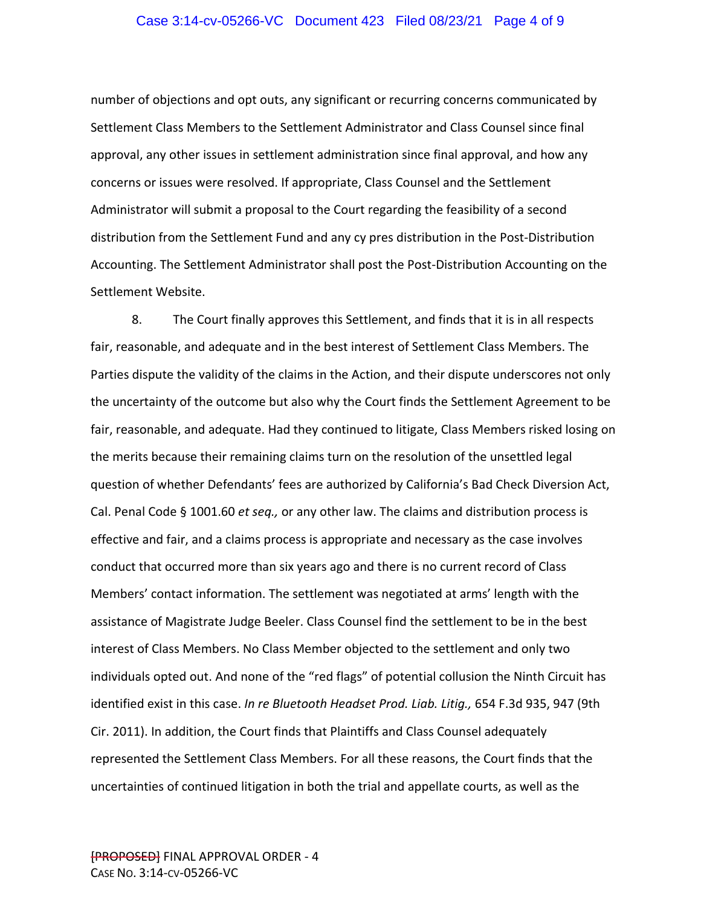number of objections and opt outs, any significant or recurring concerns communicated by Settlement Class Members to the Settlement Administrator and Class Counsel since final approval, any other issues in settlement administration since final approval, and how any concerns or issues were resolved. If appropriate, Class Counsel and the Settlement Administrator will submit a proposal to the Court regarding the feasibility of a second distribution from the Settlement Fund and any cy pres distribution in the Post-Distribution Accounting. The Settlement Administrator shall post the Post-Distribution Accounting on the Settlement Website.

8. The Court finally approves this Settlement, and finds that it is in all respects fair, reasonable, and adequate and in the best interest of Settlement Class Members. The Parties dispute the validity of the claims in the Action, and their dispute underscores not only the uncertainty of the outcome but also why the Court finds the Settlement Agreement to be fair, reasonable, and adequate. Had they continued to litigate, Class Members risked losing on the merits because their remaining claims turn on the resolution of the unsettled legal question of whether Defendants' fees are authorized by California's Bad Check Diversion Act, Cal. Penal Code § 1001.60 *et seq.,* or any other law. The claims and distribution process is effective and fair, and a claims process is appropriate and necessary as the case involves conduct that occurred more than six years ago and there is no current record of Class Members' contact information. The settlement was negotiated at arms' length with the assistance of Magistrate Judge Beeler. Class Counsel find the settlement to be in the best interest of Class Members. No Class Member objected to the settlement and only two individuals opted out. And none of the "red flags" of potential collusion the Ninth Circuit has identified exist in this case. *In re Bluetooth Headset Prod. Liab. Litig.,* 654 F.3d 935, 947 (9th Cir. 2011). In addition, the Court finds that Plaintiffs and Class Counsel adequately represented the Settlement Class Members. For all these reasons, the Court finds that the uncertainties of continued litigation in both the trial and appellate courts, as well as the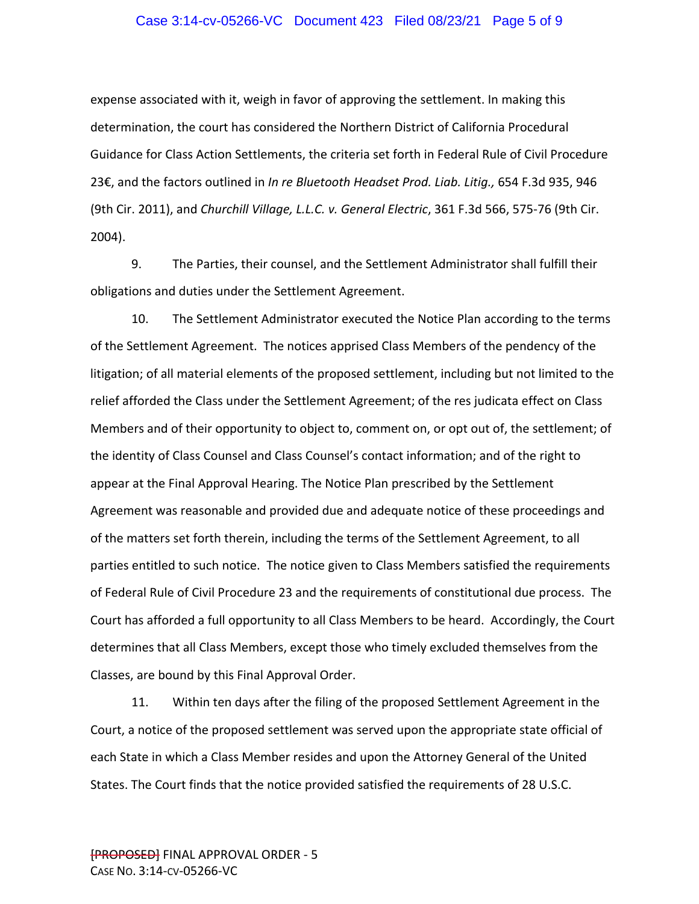expense associated with it, weigh in favor of approving the settlement. In making this determination, the court has considered the Northern District of California Procedural Guidance for Class Action Settlements, the criteria set forth in Federal Rule of Civil Procedure 23€, and the factors outlined in *In re Bluetooth Headset Prod. Liab. Litig.,* 654 F.3d 935, 946 (9th Cir. 2011), and *Churchill Village, L.L.C. v. General Electric*, 361 F.3d 566, 575-76 (9th Cir. 2004).

9. The Parties, their counsel, and the Settlement Administrator shall fulfill their obligations and duties under the Settlement Agreement.

10. The Settlement Administrator executed the Notice Plan according to the terms of the Settlement Agreement. The notices apprised Class Members of the pendency of the litigation; of all material elements of the proposed settlement, including but not limited to the relief afforded the Class under the Settlement Agreement; of the res judicata effect on Class Members and of their opportunity to object to, comment on, or opt out of, the settlement; of the identity of Class Counsel and Class Counsel's contact information; and of the right to appear at the Final Approval Hearing. The Notice Plan prescribed by the Settlement Agreement was reasonable and provided due and adequate notice of these proceedings and of the matters set forth therein, including the terms of the Settlement Agreement, to all parties entitled to such notice. The notice given to Class Members satisfied the requirements of Federal Rule of Civil Procedure 23 and the requirements of constitutional due process. The Court has afforded a full opportunity to all Class Members to be heard. Accordingly, the Court determines that all Class Members, except those who timely excluded themselves from the Classes, are bound by this Final Approval Order.

11. Within ten days after the filing of the proposed Settlement Agreement in the Court, a notice of the proposed settlement was served upon the appropriate state official of each State in which a Class Member resides and upon the Attorney General of the United States. The Court finds that the notice provided satisfied the requirements of 28 U.S.C.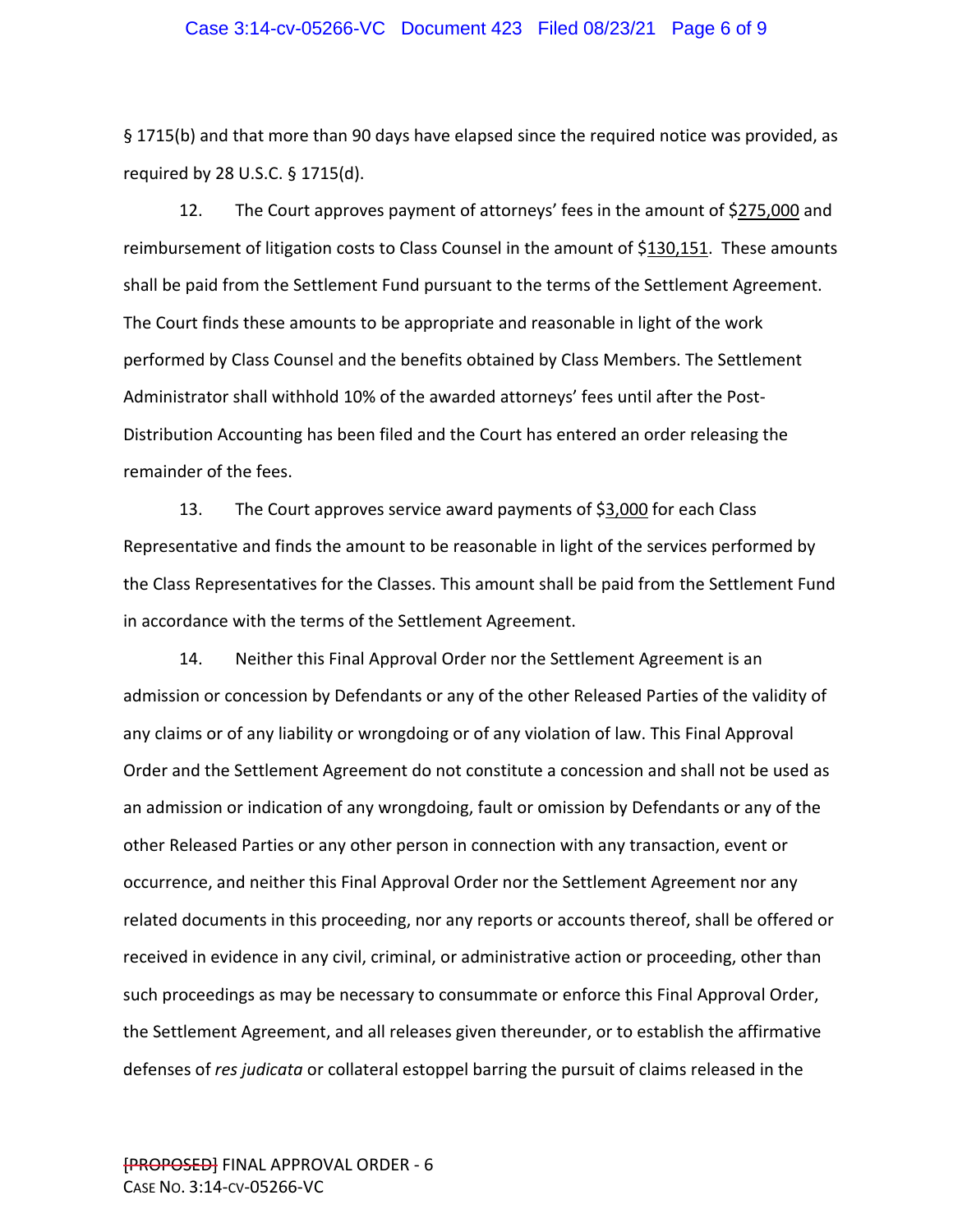§ 1715(b) and that more than 90 days have elapsed since the required notice was provided, as required by 28 U.S.C. § 1715(d).

12. The Court approves payment of attorneys' fees in the amount of $275,000 and reimbursement of litigation costs to Class Counsel in the amount of $130,151. These amounts shall be paid from the Settlement Fund pursuant to the terms of the Settlement Agreement. The Court finds these amounts to be appropriate and reasonable in light of the work performed by Class Counsel and the benefits obtained by Class Members. The Settlement Administrator shall withhold 10% of the awarded attorneys' fees until after the Post-Distribution Accounting has been filed and the Court has entered an order releasing the remainder of the fees.

13. The Court approves service award payments of $3,000 for each Class Representative and finds the amount to be reasonable in light of the services performed by the Class Representatives for the Classes. This amount shall be paid from the Settlement Fund in accordance with the terms of the Settlement Agreement.

14. Neither this Final Approval Order nor the Settlement Agreement is an admission or concession by Defendants or any of the other Released Parties of the validity of any claims or of any liability or wrongdoing or of any violation of law. This Final Approval Order and the Settlement Agreement do not constitute a concession and shall not be used as an admission or indication of any wrongdoing, fault or omission by Defendants or any of the other Released Parties or any other person in connection with any transaction, event or occurrence, and neither this Final Approval Order nor the Settlement Agreement nor any related documents in this proceeding, nor any reports or accounts thereof, shall be offered or received in evidence in any civil, criminal, or administrative action or proceeding, other than such proceedings as may be necessary to consummate or enforce this Final Approval Order, the Settlement Agreement, and all releases given thereunder, or to establish the affirmative defenses of *res judicata* or collateral estoppel barring the pursuit of claims released in the

~~[PROPOSED]~~ FINAL APPROVAL ORDER - 6
CASE NO. 3:14-CV-05266-VC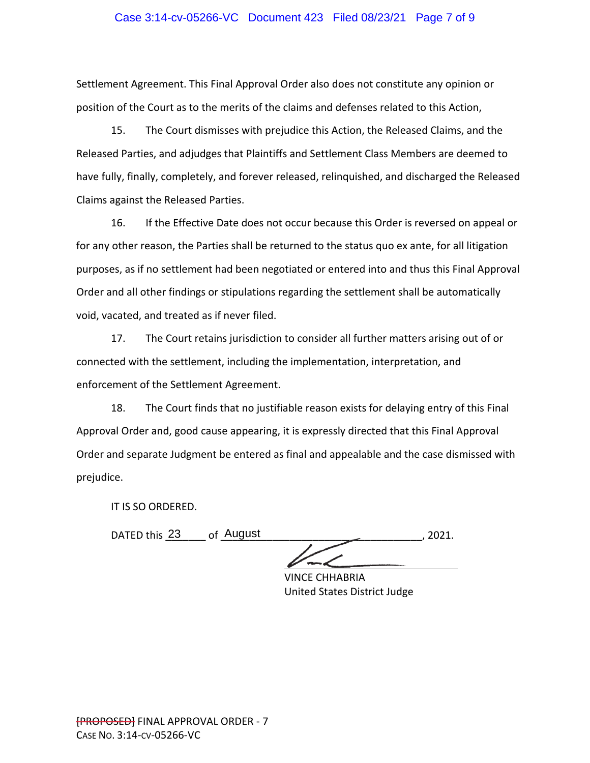Settlement Agreement. This Final Approval Order also does not constitute any opinion or position of the Court as to the merits of the claims and defenses related to this Action,

15. The Court dismisses with prejudice this Action, the Released Claims, and the Released Parties, and adjudges that Plaintiffs and Settlement Class Members are deemed to have fully, finally, completely, and forever released, relinquished, and discharged the Released Claims against the Released Parties.

16. If the Effective Date does not occur because this Order is reversed on appeal or for any other reason, the Parties shall be returned to the status quo ex ante, for all litigation purposes, as if no settlement had been negotiated or entered into and thus this Final Approval Order and all other findings or stipulations regarding the settlement shall be automatically void, vacated, and treated as if never filed.

17. The Court retains jurisdiction to consider all further matters arising out of or connected with the settlement, including the implementation, interpretation, and enforcement of the Settlement Agreement.

18. The Court finds that no justifiable reason exists for delaying entry of this Final Approval Order and, good cause appearing, it is expressly directed that this Final Approval Order and separate Judgment be entered as final and appealable and the case dismissed with prejudice.

IT IS SO ORDERED.

DATED this 23 of August, 2021.

VINCE CHHABRIA
United States District Judge

~~[PROPOSED]~~ FINAL APPROVAL ORDER - 7
CASE NO. 3:14-CV-05266-VC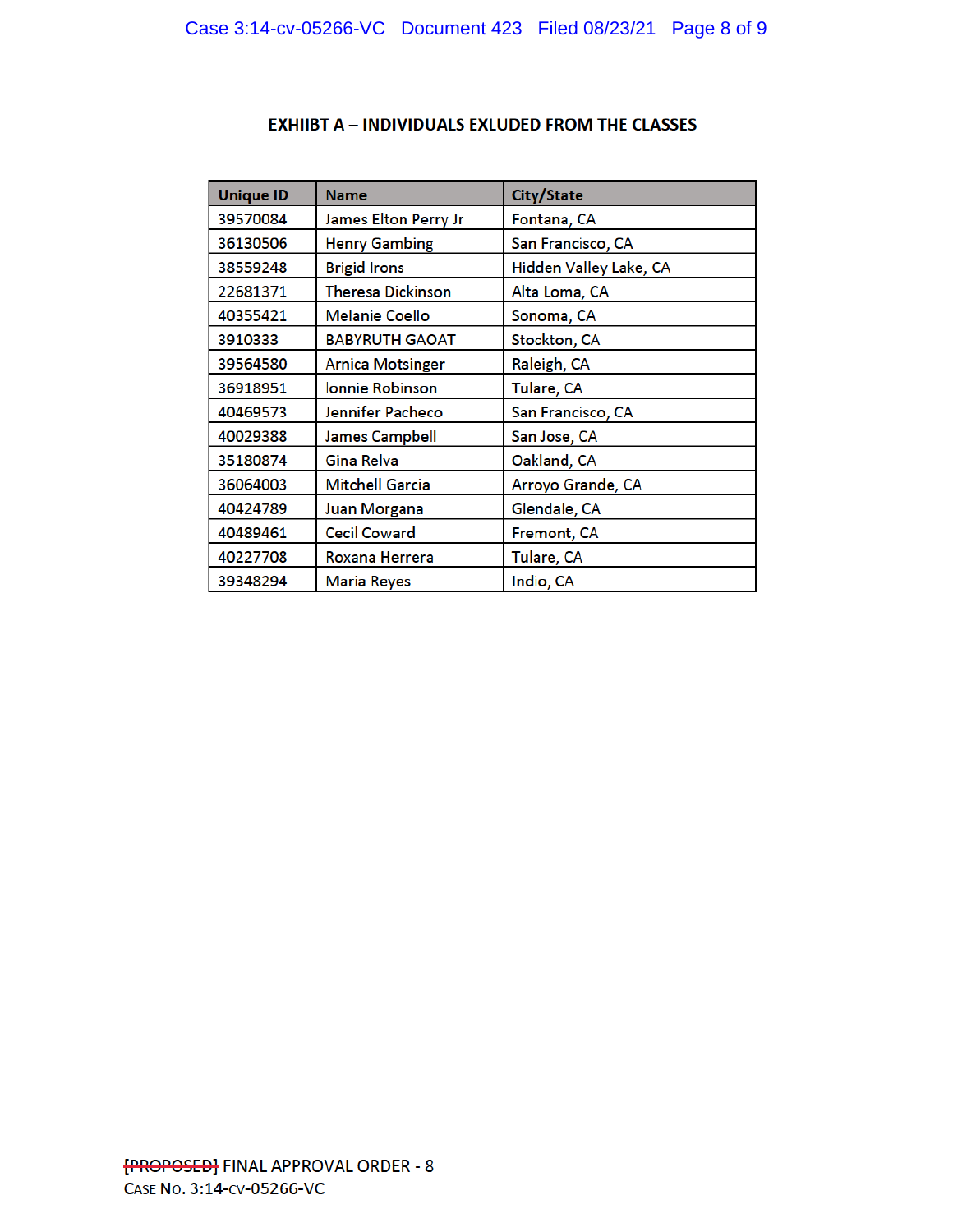**EXHIIBT A – INDIVIDUALS EXLUDED FROM THE CLASSES**

| Unique ID | Name | City/State |
|---|---|---|
| 39570084 | James Elton Perry Jr | Fontana, CA |
| 36130506 | Henry Gambing | San Francisco, CA |
| 38559248 | Brigid Irons | Hidden Valley Lake, CA |
| 22681371 | Theresa Dickinson | Alta Loma, CA |
| 40355421 | Melanie Coello | Sonoma, CA |
| 3910333 | BABYRUTH GAOAT | Stockton, CA |
| 39564580 | Arnica Motsinger | Raleigh, CA |
| 36918951 | lonnie Robinson | Tulare, CA |
| 40469573 | Jennifer Pacheco | San Francisco, CA |
| 40029388 | James Campbell | San Jose, CA |
| 35180874 | Gina Relva | Oakland, CA |
| 36064003 | Mitchell Garcia | Arroyo Grande, CA |
| 40424789 | Juan Morgana | Glendale, CA |
| 40489461 | Cecil Coward | Fremont, CA |
| 40227708 | Roxana Herrera | Tulare, CA |
| 39348294 | Maria Reyes | Indio, CA |

~~[PROPOSED]~~ FINAL APPROVAL ORDER - 8
CASE NO. 3:14-CV-05266-VC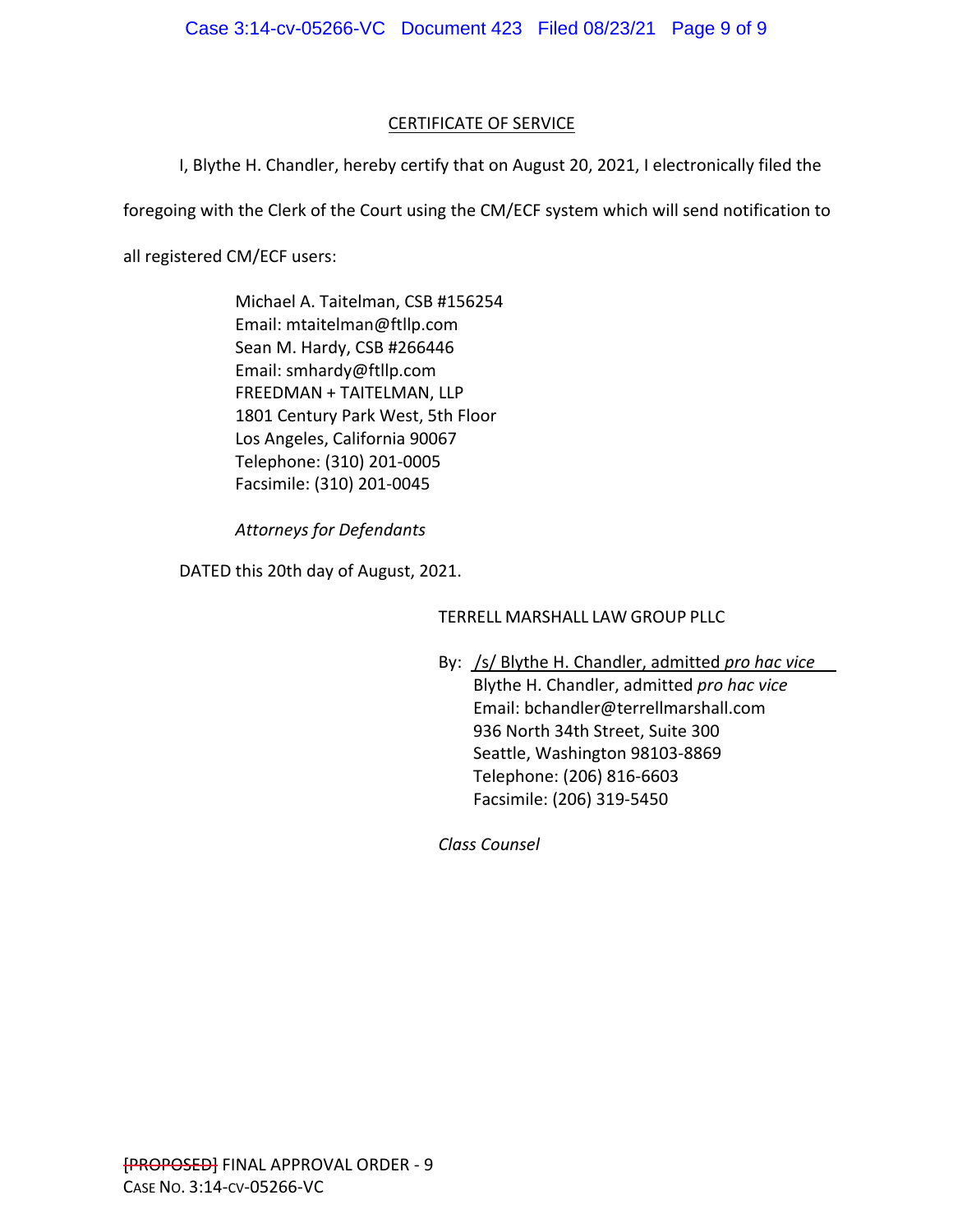## CERTIFICATE OF SERVICE

I, Blythe H. Chandler, hereby certify that on August 20, 2021, I electronically filed the foregoing with the Clerk of the Court using the CM/ECF system which will send notification to all registered CM/ECF users:

Michael A. Taitelman, CSB #156254
Email: mtaitelman@ftllp.com
Sean M. Hardy, CSB #266446
Email: smhardy@ftllp.com
FREEDMAN + TAITELMAN, LLP
1801 Century Park West, 5th Floor
Los Angeles, California 90067
Telephone: (310) 201-0005
Facsimile: (310) 201-0045

*Attorneys for Defendants*

DATED this 20th day of August, 2021.

TERRELL MARSHALL LAW GROUP PLLC

By: /s/ Blythe H. Chandler, admitted *pro hac vice*
Blythe H. Chandler, admitted *pro hac vice*
Email: bchandler@terrellmarshall.com
936 North 34th Street, Suite 300
Seattle, Washington 98103-8869
Telephone: (206) 816-6603
Facsimile: (206) 319-5450

*Class Counsel*

~~[PROPOSED]~~ FINAL APPROVAL ORDER - 9
CASE NO. 3:14-CV-05266-VC